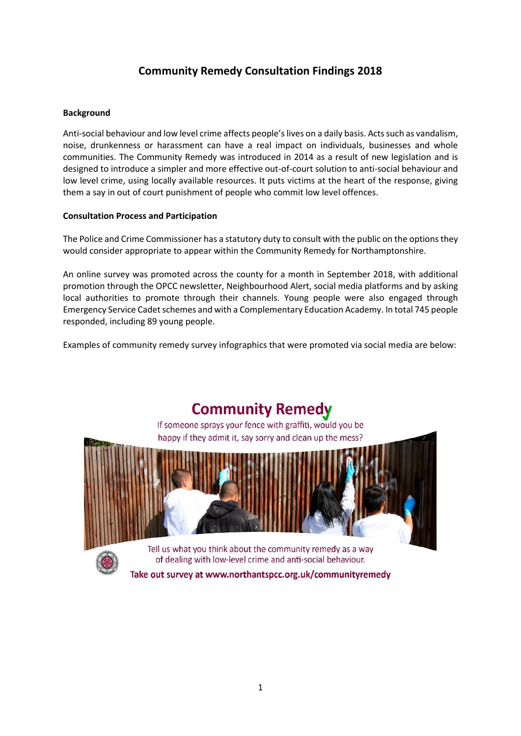# Community Remedy Consultation Findings 2018

## Background

Anti-social behaviour and low level crime affects people's lives on a daily basis. Acts such as vandalism, noise, drunkenness or harassment can have a real impact on individuals, businesses and whole communities. The Community Remedy was introduced in 2014 as a result of new legislation and is designed to introduce a simpler and more effective out-of-court solution to anti-social behaviour and low level crime, using locally available resources. It puts victims at the heart of the response, giving them a say in out of court punishment of people who commit low level offences.

## Consultation Process and Participation

The Police and Crime Commissioner has a statutory duty to consult with the public on the options they would consider appropriate to appear within the Community Remedy for Northamptonshire.

An online survey was promoted across the county for a month in September 2018, with additional promotion through the OPCC newsletter, Neighbourhood Alert, social media platforms and by asking local authorities to promote through their channels. Young people were also engaged through Emergency Service Cadet schemes and with a Complementary Education Academy. In total 745 people responded, including 89 young people.

Examples of community remedy survey infographics that were promoted via social media are below:

Community Remedy

If someone sprays your fence with graffiti, would you be happy if they admit it, say sorry and clean up the mess?

Tell us what you think about the community remedy as a way of dealing with low-level crime and anti-social behaviour.

Take out survey at www.northantspcc.org.uk/communityremedy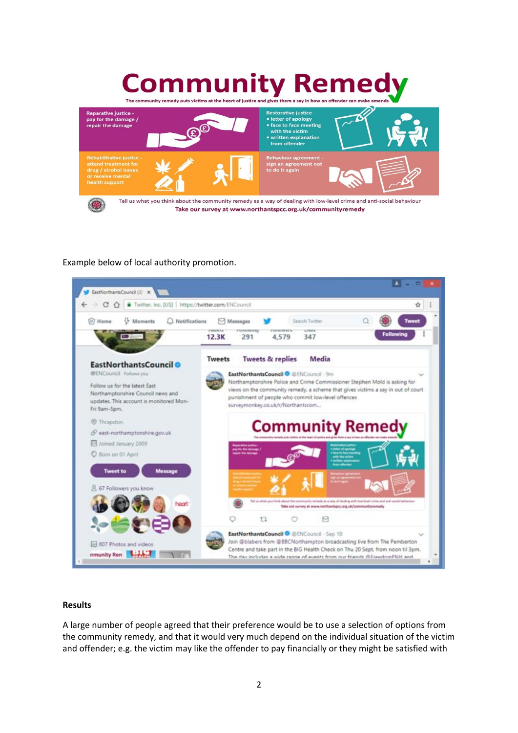# Community Remedy

The community remedy puts victims at the heart of justice and gives them a say in how an offender can make amends

Reparative justice - pay for the damage / repair the damage

Restorative justice -
- letter of apology
- face to face meeting with the victim
- written explanation from offender

Rehabilitative justice - attend treatment for drug / alcohol issues or receive mental health support

Behaviour agreement - sign an agreement not to do it again

Tell us what you think about the community remedy as a way of dealing with low-level crime and anti-social behaviour

**Take our survey at www.northantspcc.org.uk/communityremedy**

Example below of local authority promotion.

EastNorthantsCouncil @ENCouncil · 9m
Northamptonshire Police and Crime Commissioner Stephen Mold is asking for views on the community remedy, a scheme that gives victims a say in out of court punishment of people who commit low-level offences surveymonkey.co.uk/r/Northantscom...

EastNorthantsCouncil @ENCouncil · Sep 10
Join @blabers from @BBCNorthampton broadcasting live from The Pemberton Centre and take part in the BIG Health Check on Thu 20 Sept. from noon til 3pm. The day includes a wide range of events from our friends @FreedomFNH and

### Results

A large number of people agreed that their preference would be to use a selection of options from the community remedy, and that it would very much depend on the individual situation of the victim and offender; e.g. the victim may like the offender to pay financially or they might be satisfied with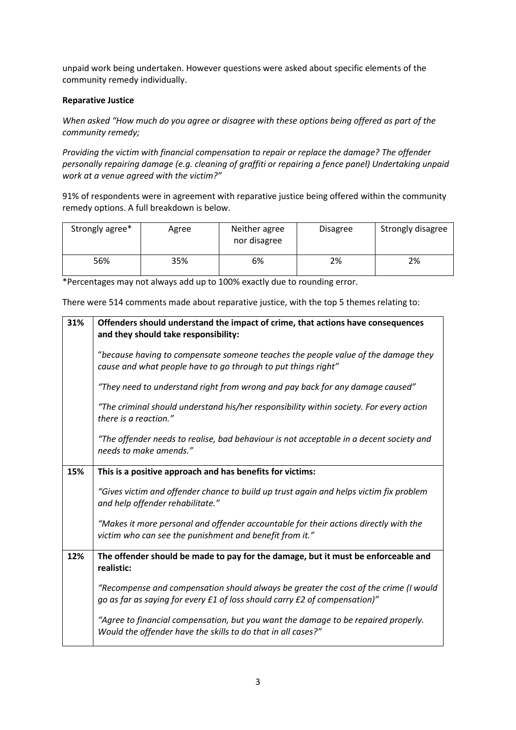unpaid work being undertaken. However questions were asked about specific elements of the community remedy individually.

**Reparative Justice**

*When asked "How much do you agree or disagree with these options being offered as part of the community remedy;*

*Providing the victim with financial compensation to repair or replace the damage? The offender personally repairing damage (e.g. cleaning of graffiti or repairing a fence panel) Undertaking unpaid work at a venue agreed with the victim?"*

91% of respondents were in agreement with reparative justice being offered within the community remedy options. A full breakdown is below.

| Strongly agree* | Agree | Neither agree nor disagree | Disagree | Strongly disagree |
|---|---|---|---|---|
| 56% | 35% | 6% | 2% | 2% |

*Percentages may not always add up to 100% exactly due to rounding error.

There were 514 comments made about reparative justice, with the top 5 themes relating to:

| | |
|---|---|
| 31% | **Offenders should understand the impact of crime, that actions have consequences and they should take responsibility:**<br><br>"*because having to compensate someone teaches the people value of the damage they cause and what people have to go through to put things right"*<br><br>*"They need to understand right from wrong and pay back for any damage caused"*<br><br>*"The criminal should understand his/her responsibility within society. For every action there is a reaction."*<br><br>*"The offender needs to realise, bad behaviour is not acceptable in a decent society and needs to make amends."* |
| 15% | **This is a positive approach and has benefits for victims:**<br><br>*"Gives victim and offender chance to build up trust again and helps victim fix problem and help offender rehabilitate."*<br><br>*"Makes it more personal and offender accountable for their actions directly with the victim who can see the punishment and benefit from it."* |
| 12% | **The offender should be made to pay for the damage, but it must be enforceable and realistic:**<br><br>*"Recompense and compensation should always be greater the cost of the crime (I would go as far as saying for every £1 of loss should carry £2 of compensation)"*<br><br>*"Agree to financial compensation, but you want the damage to be repaired properly. Would the offender have the skills to do that in all cases?"* |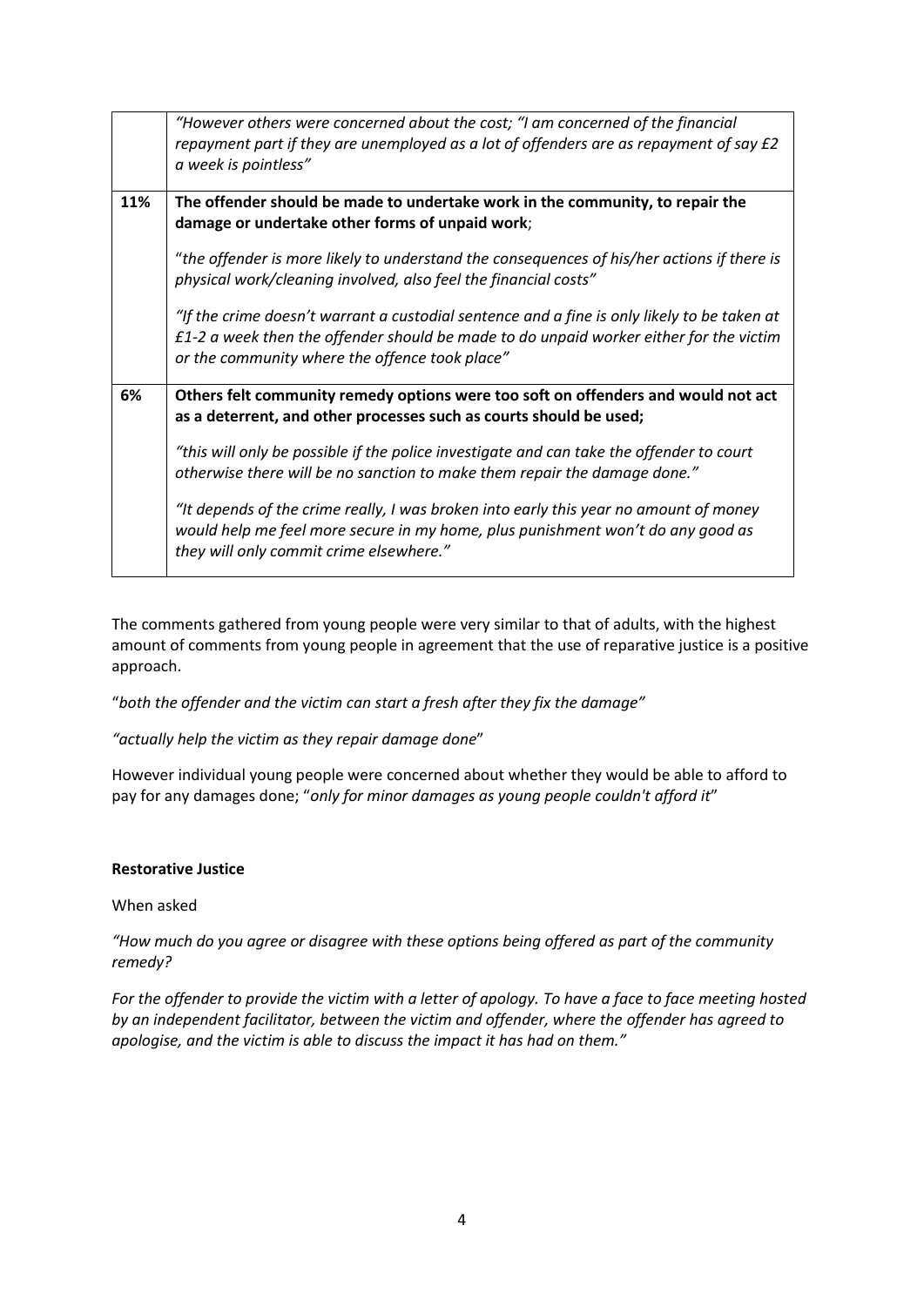| | |
|---|---|
| | *"However others were concerned about the cost; "I am concerned of the financial repayment part if they are unemployed as a lot of offenders are as repayment of say £2 a week is pointless"* |
| **11%** | **The offender should be made to undertake work in the community, to repair the damage or undertake other forms of unpaid work**; <br><br> "*the offender is more likely to understand the consequences of his/her actions if there is physical work/cleaning involved, also feel the financial costs"* <br><br> *"If the crime doesn't warrant a custodial sentence and a fine is only likely to be taken at £1-2 a week then the offender should be made to do unpaid worker either for the victim or the community where the offence took place"* |
| **6%** | **Others felt community remedy options were too soft on offenders and would not act as a deterrent, and other processes such as courts should be used;** <br><br> *"this will only be possible if the police investigate and can take the offender to court otherwise there will be no sanction to make them repair the damage done."* <br><br> *"It depends of the crime really, I was broken into early this year no amount of money would help me feel more secure in my home, plus punishment won't do any good as they will only commit crime elsewhere."* |

The comments gathered from young people were very similar to that of adults, with the highest amount of comments from young people in agreement that the use of reparative justice is a positive approach.

"*both the offender and the victim can start a fresh after they fix the damage"*

*"actually help the victim as they repair damage done*"

However individual young people were concerned about whether they would be able to afford to pay for any damages done; "*only for minor damages as young people couldn't afford it*"

**Restorative Justice**

When asked

*"How much do you agree or disagree with these options being offered as part of the community remedy?*

*For the offender to provide the victim with a letter of apology. To have a face to face meeting hosted by an independent facilitator, between the victim and offender, where the offender has agreed to apologise, and the victim is able to discuss the impact it has had on them."*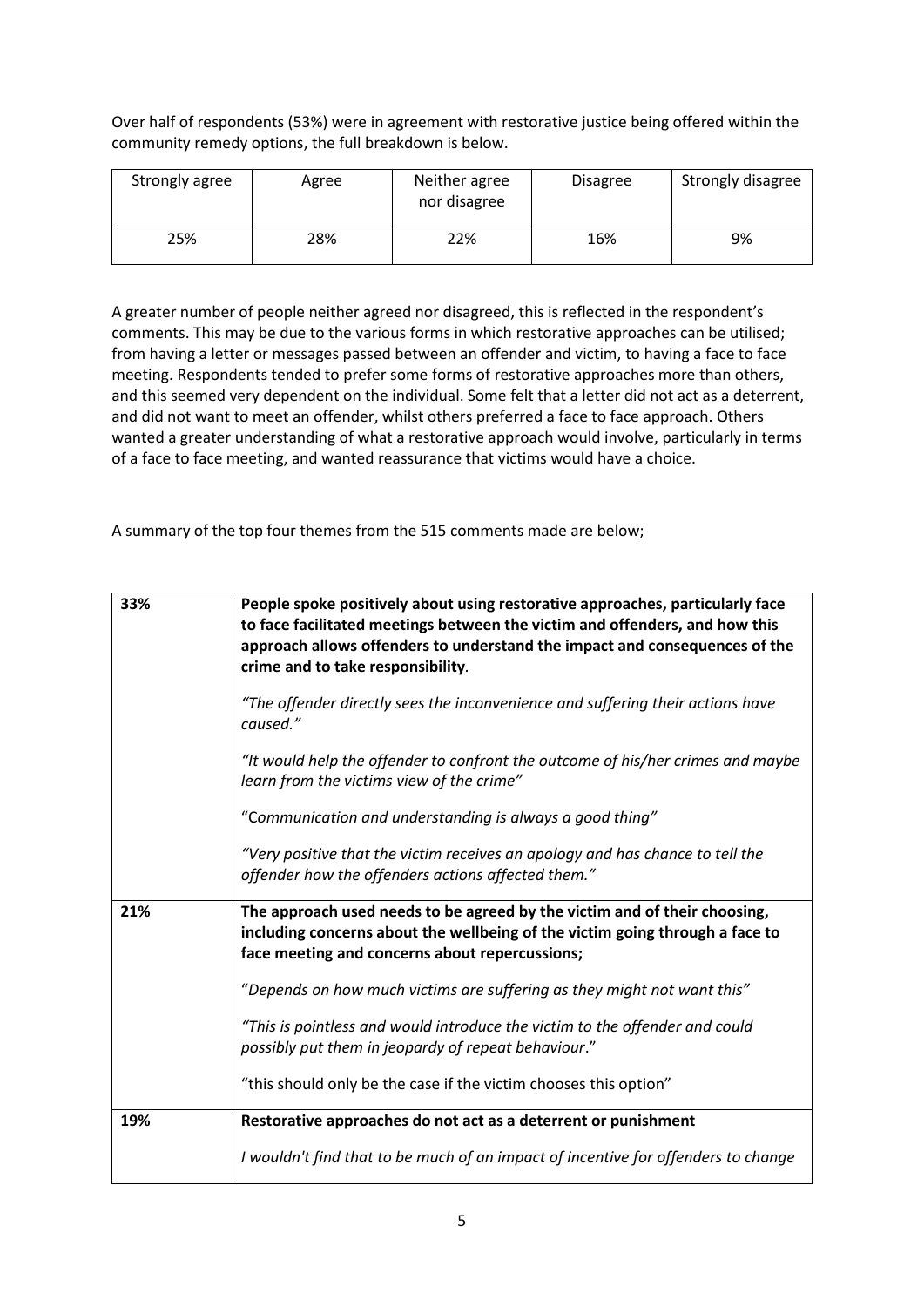Over half of respondents (53%) were in agreement with restorative justice being offered within the community remedy options, the full breakdown is below.

| Strongly agree | Agree | Neither agree nor disagree | Disagree | Strongly disagree |
|---|---|---|---|---|
| 25% | 28% | 22% | 16% | 9% |

A greater number of people neither agreed nor disagreed, this is reflected in the respondent's comments. This may be due to the various forms in which restorative approaches can be utilised; from having a letter or messages passed between an offender and victim, to having a face to face meeting. Respondents tended to prefer some forms of restorative approaches more than others, and this seemed very dependent on the individual. Some felt that a letter did not act as a deterrent, and did not want to meet an offender, whilst others preferred a face to face approach. Others wanted a greater understanding of what a restorative approach would involve, particularly in terms of a face to face meeting, and wanted reassurance that victims would have a choice.

A summary of the top four themes from the 515 comments made are below;

| | |
|---|---|
| 33% | **People spoke positively about using restorative approaches, particularly face to face facilitated meetings between the victim and offenders, and how this approach allows offenders to understand the impact and consequences of the crime and to take responsibility**. <br><br> *"The offender directly sees the inconvenience and suffering their actions have caused."* <br><br> *"It would help the offender to confront the outcome of his/her crimes and maybe learn from the victims view of the crime"* <br><br> "*Communication and understanding is always a good thing"* <br><br> *"Very positive that the victim receives an apology and has chance to tell the offender how the offenders actions affected them."* |
| 21% | **The approach used needs to be agreed by the victim and of their choosing, including concerns about the wellbeing of the victim going through a face to face meeting and concerns about repercussions;** <br><br> "*Depends on how much victims are suffering as they might not want this"* <br><br> *"This is pointless and would introduce the victim to the offender and could possibly put them in jeopardy of repeat behaviour*." <br><br> "this should only be the case if the victim chooses this option" |
| 19% | **Restorative approaches do not act as a deterrent or punishment** <br><br> *I wouldn't find that to be much of an impact of incentive for offenders to change* |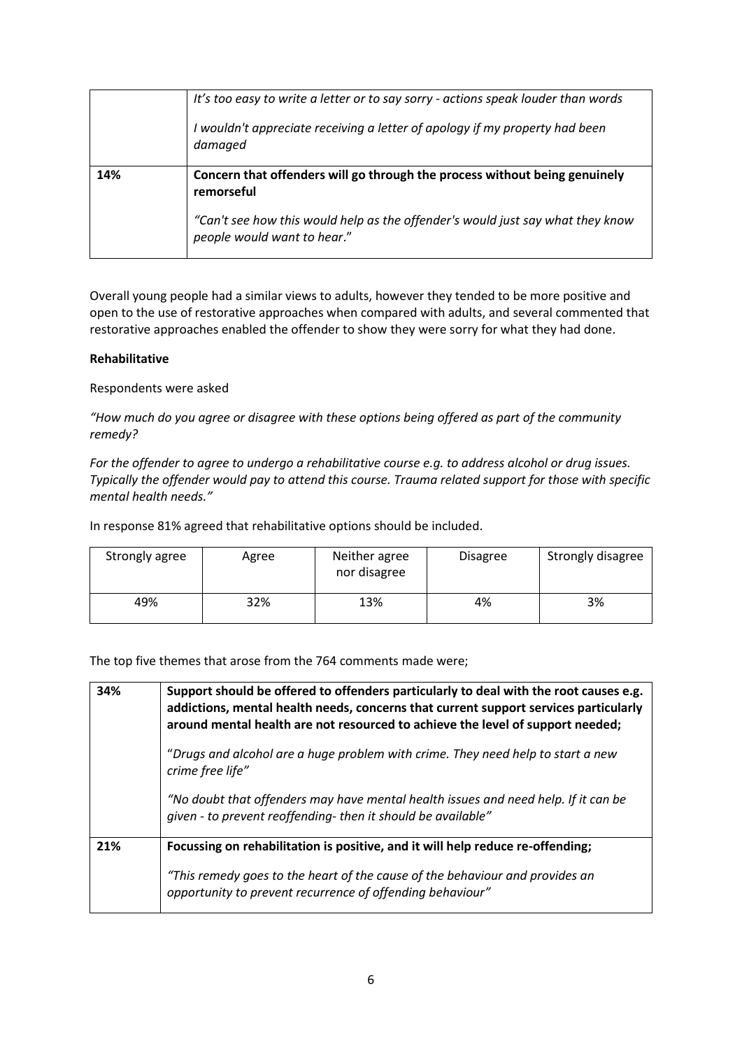| | |
|---|---|
| | *It's too easy to write a letter or to say sorry - actions speak louder than words*<br><br>*I wouldn't appreciate receiving a letter of apology if my property had been damaged* |
| **14%** | **Concern that offenders will go through the process without being genuinely remorseful**<br><br>*"Can't see how this would help as the offender's would just say what they know people would want to hear*." |

Overall young people had a similar views to adults, however they tended to be more positive and open to the use of restorative approaches when compared with adults, and several commented that restorative approaches enabled the offender to show they were sorry for what they had done.

**Rehabilitative**

Respondents were asked

*"How much do you agree or disagree with these options being offered as part of the community remedy?*

*For the offender to agree to undergo a rehabilitative course e.g. to address alcohol or drug issues. Typically the offender would pay to attend this course. Trauma related support for those with specific mental health needs."*

In response 81% agreed that rehabilitative options should be included.

| Strongly agree | Agree | Neither agree nor disagree | Disagree | Strongly disagree |
|---|---|---|---|---|
| 49% | 32% | 13% | 4% | 3% |

The top five themes that arose from the 764 comments made were;

| | |
|---|---|
| **34%** | **Support should be offered to offenders particularly to deal with the root causes e.g. addictions, mental health needs, concerns that current support services particularly around mental health are not resourced to achieve the level of support needed;**<br><br>"*Drugs and alcohol are a huge problem with crime. They need help to start a new crime free life"*<br><br>*"No doubt that offenders may have mental health issues and need help. If it can be given - to prevent reoffending- then it should be available"* |
| **21%** | **Focussing on rehabilitation is positive, and it will help reduce re-offending;**<br><br>*"This remedy goes to the heart of the cause of the behaviour and provides an opportunity to prevent recurrence of offending behaviour"* |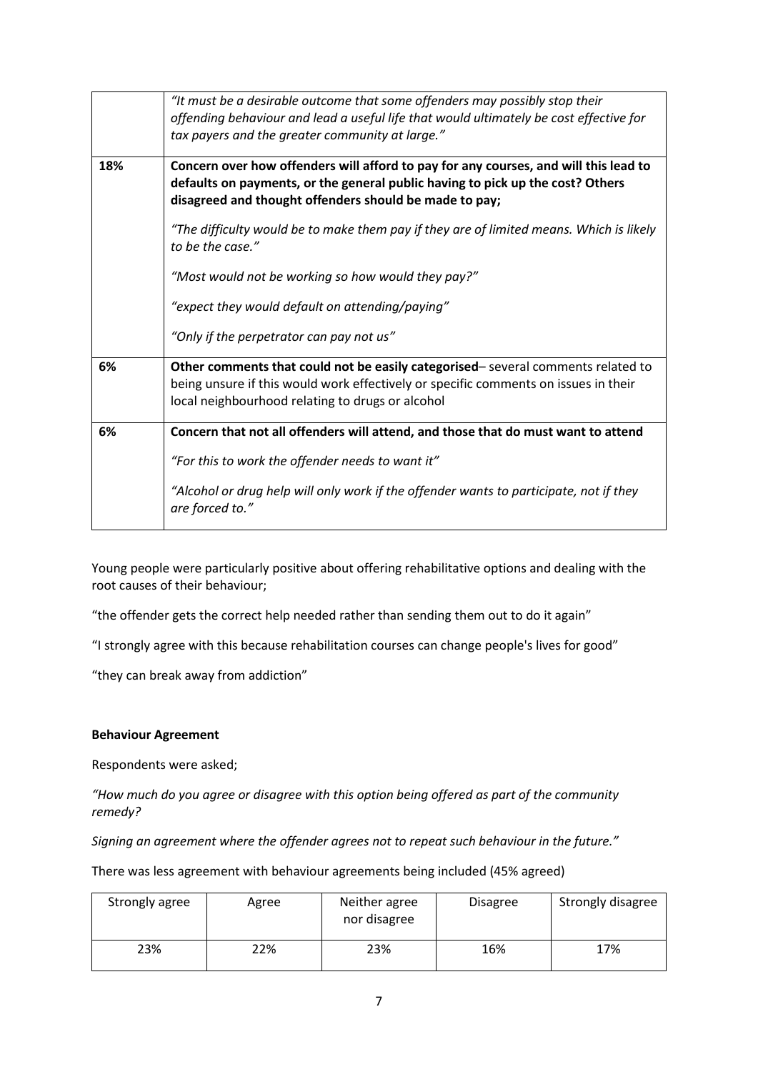| | |
|---|---|
| | *"It must be a desirable outcome that some offenders may possibly stop their offending behaviour and lead a useful life that would ultimately be cost effective for tax payers and the greater community at large."* |
| **18%** | **Concern over how offenders will afford to pay for any courses, and will this lead to defaults on payments, or the general public having to pick up the cost? Others disagreed and thought offenders should be made to pay;** <br><br> *"The difficulty would be to make them pay if they are of limited means. Which is likely to be the case."* <br><br> *"Most would not be working so how would they pay?"* <br><br> *"expect they would default on attending/paying"* <br><br> *"Only if the perpetrator can pay not us"* |
| **6%** | **Other comments that could not be easily categorised**– several comments related to being unsure if this would work effectively or specific comments on issues in their local neighbourhood relating to drugs or alcohol |
| **6%** | **Concern that not all offenders will attend, and those that do must want to attend** <br><br> *"For this to work the offender needs to want it"* <br><br> *"Alcohol or drug help will only work if the offender wants to participate, not if they are forced to."* |

Young people were particularly positive about offering rehabilitative options and dealing with the root causes of their behaviour;

"the offender gets the correct help needed rather than sending them out to do it again"

"I strongly agree with this because rehabilitation courses can change people's lives for good"

"they can break away from addiction"

**Behaviour Agreement**

Respondents were asked;

*"How much do you agree or disagree with this option being offered as part of the community remedy?*

*Signing an agreement where the offender agrees not to repeat such behaviour in the future."*

There was less agreement with behaviour agreements being included (45% agreed)

| Strongly agree | Agree | Neither agree nor disagree | Disagree | Strongly disagree |
|---|---|---|---|---|
| 23% | 22% | 23% | 16% | 17% |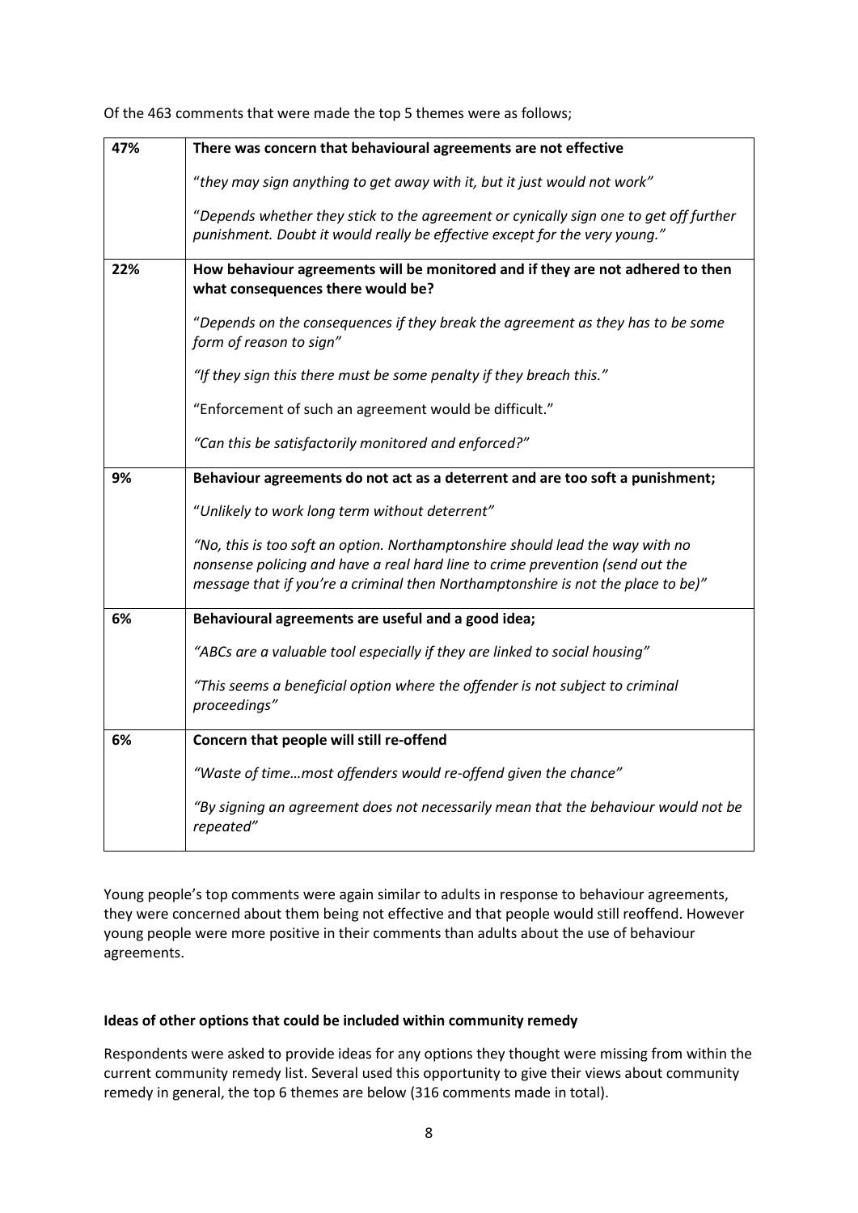Of the 463 comments that were made the top 5 themes were as follows;

| | |
|---|---|
| 47% | **There was concern that behavioural agreements are not effective**<br><br>"*they may sign anything to get away with it, but it just would not work"*<br><br>"*Depends whether they stick to the agreement or cynically sign one to get off further punishment. Doubt it would really be effective except for the very young."* |
| 22% | **How behaviour agreements will be monitored and if they are not adhered to then what consequences there would be?**<br><br>"*Depends on the consequences if they break the agreement as they has to be some form of reason to sign"*<br><br>*"If they sign this there must be some penalty if they breach this."*<br><br>"Enforcement of such an agreement would be difficult."<br><br>*"Can this be satisfactorily monitored and enforced?"* |
| 9% | **Behaviour agreements do not act as a deterrent and are too soft a punishment;**<br><br>"*Unlikely to work long term without deterrent"*<br><br>*"No, this is too soft an option. Northamptonshire should lead the way with no nonsense policing and have a real hard line to crime prevention (send out the message that if you're a criminal then Northamptonshire is not the place to be)"* |
| 6% | **Behavioural agreements are useful and a good idea;**<br><br>*"ABCs are a valuable tool especially if they are linked to social housing"*<br><br>*"This seems a beneficial option where the offender is not subject to criminal proceedings"* |
| 6% | **Concern that people will still re-offend**<br><br>*"Waste of time…most offenders would re-offend given the chance"*<br><br>*"By signing an agreement does not necessarily mean that the behaviour would not be repeated"* |

Young people's top comments were again similar to adults in response to behaviour agreements, they were concerned about them being not effective and that people would still reoffend. However young people were more positive in their comments than adults about the use of behaviour agreements.

**Ideas of other options that could be included within community remedy**

Respondents were asked to provide ideas for any options they thought were missing from within the current community remedy list. Several used this opportunity to give their views about community remedy in general, the top 6 themes are below (316 comments made in total).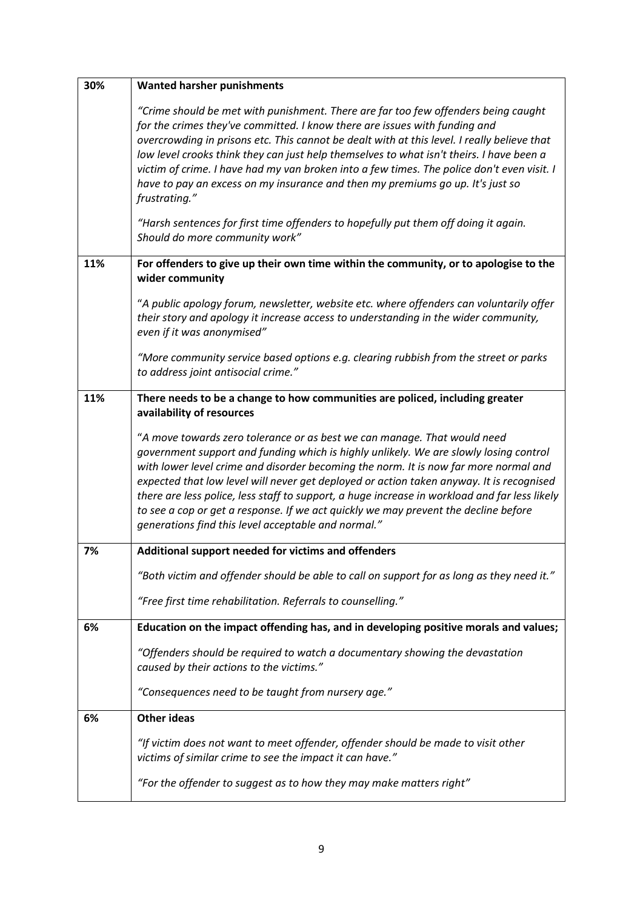| | |
|---|---|
| 30% | **Wanted harsher punishments**<br><br>*"Crime should be met with punishment. There are far too few offenders being caught for the crimes they've committed. I know there are issues with funding and overcrowding in prisons etc. This cannot be dealt with at this level. I really believe that low level crooks think they can just help themselves to what isn't theirs. I have been a victim of crime. I have had my van broken into a few times. The police don't even visit. I have to pay an excess on my insurance and then my premiums go up. It's just so frustrating."*<br><br>*"Harsh sentences for first time offenders to hopefully put them off doing it again. Should do more community work"* |
| 11% | **For offenders to give up their own time within the community, or to apologise to the wider community**<br><br>*"A public apology forum, newsletter, website etc. where offenders can voluntarily offer their story and apology it increase access to understanding in the wider community, even if it was anonymised"*<br><br>*"More community service based options e.g. clearing rubbish from the street or parks to address joint antisocial crime."* |
| 11% | **There needs to be a change to how communities are policed, including greater availability of resources**<br><br>*"A move towards zero tolerance or as best we can manage. That would need government support and funding which is highly unlikely. We are slowly losing control with lower level crime and disorder becoming the norm. It is now far more normal and expected that low level will never get deployed or action taken anyway. It is recognised there are less police, less staff to support, a huge increase in workload and far less likely to see a cop or get a response. If we act quickly we may prevent the decline before generations find this level acceptable and normal."* |
| 7% | **Additional support needed for victims and offenders**<br><br>*"Both victim and offender should be able to call on support for as long as they need it."*<br><br>*"Free first time rehabilitation. Referrals to counselling."* |
| 6% | **Education on the impact offending has, and in developing positive morals and values;**<br><br>*"Offenders should be required to watch a documentary showing the devastation caused by their actions to the victims."*<br><br>*"Consequences need to be taught from nursery age."* |
| 6% | **Other ideas**<br><br>*"If victim does not want to meet offender, offender should be made to visit other victims of similar crime to see the impact it can have."*<br><br>*"For the offender to suggest as to how they may make matters right"* |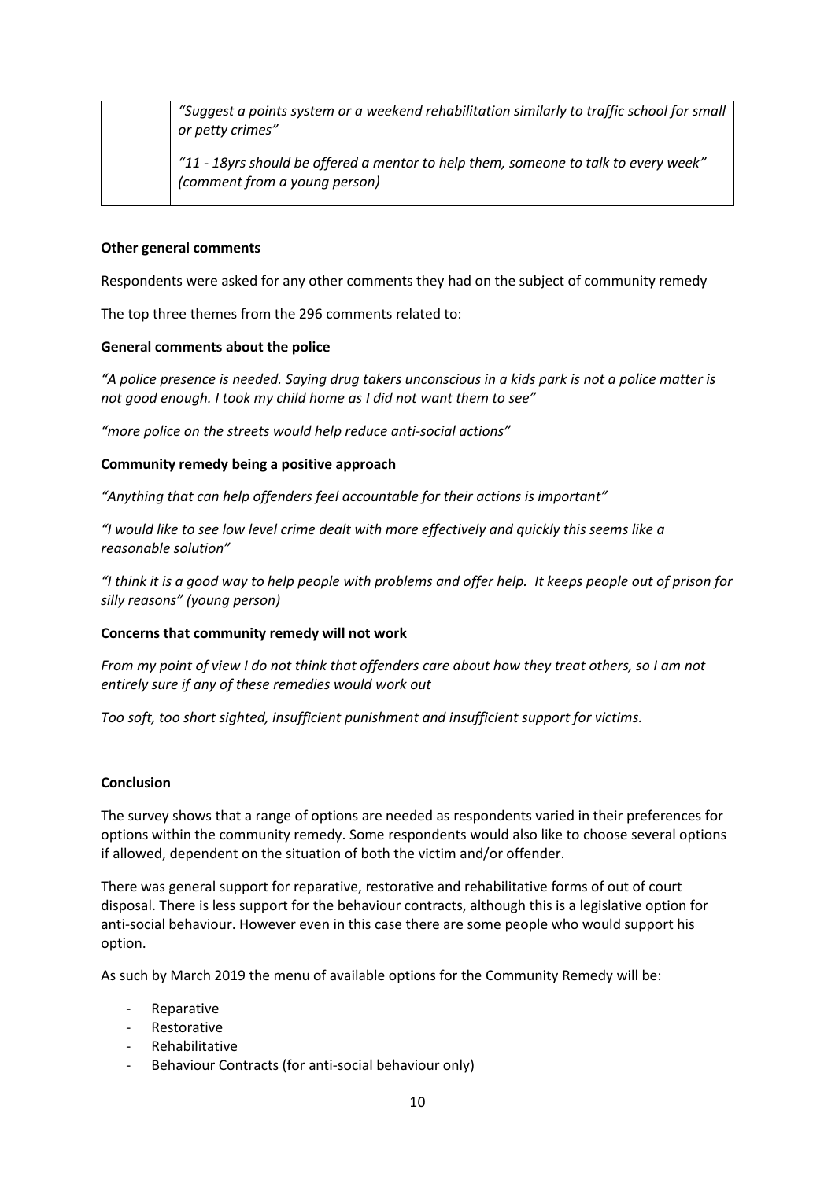| | |
|---|---|
| | *"Suggest a points system or a weekend rehabilitation similarly to traffic school for small or petty crimes"*<br><br>*"11 - 18yrs should be offered a mentor to help them, someone to talk to every week" (comment from a young person)* |

**Other general comments**

Respondents were asked for any other comments they had on the subject of community remedy

The top three themes from the 296 comments related to:

**General comments about the police**

*"A police presence is needed. Saying drug takers unconscious in a kids park is not a police matter is not good enough. I took my child home as I did not want them to see"*

*"more police on the streets would help reduce anti-social actions"*

**Community remedy being a positive approach**

*"Anything that can help offenders feel accountable for their actions is important"*

*"I would like to see low level crime dealt with more effectively and quickly this seems like a reasonable solution"*

*"I think it is a good way to help people with problems and offer help. It keeps people out of prison for silly reasons" (young person)*

**Concerns that community remedy will not work**

*From my point of view I do not think that offenders care about how they treat others, so I am not entirely sure if any of these remedies would work out*

*Too soft, too short sighted, insufficient punishment and insufficient support for victims.*

**Conclusion**

The survey shows that a range of options are needed as respondents varied in their preferences for options within the community remedy. Some respondents would also like to choose several options if allowed, dependent on the situation of both the victim and/or offender.

There was general support for reparative, restorative and rehabilitative forms of out of court disposal. There is less support for the behaviour contracts, although this is a legislative option for anti-social behaviour. However even in this case there are some people who would support his option.

As such by March 2019 the menu of available options for the Community Remedy will be:

- Reparative
- Restorative
- Rehabilitative
- Behaviour Contracts (for anti-social behaviour only)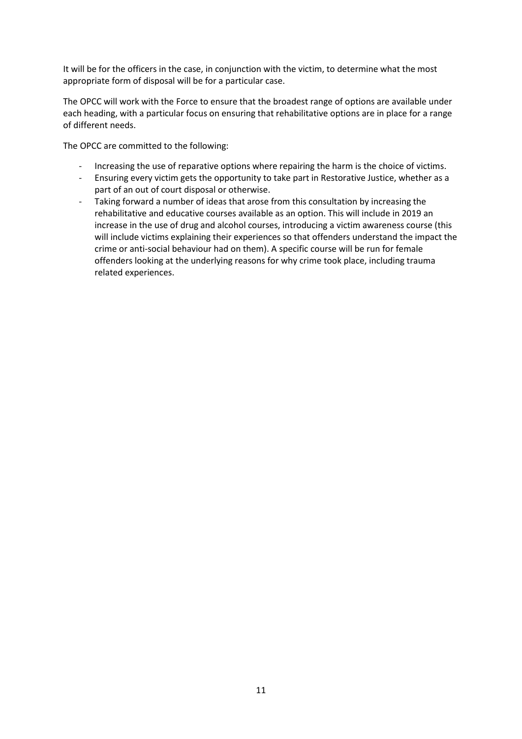It will be for the officers in the case, in conjunction with the victim, to determine what the most appropriate form of disposal will be for a particular case.

The OPCC will work with the Force to ensure that the broadest range of options are available under each heading, with a particular focus on ensuring that rehabilitative options are in place for a range of different needs.

The OPCC are committed to the following:

- Increasing the use of reparative options where repairing the harm is the choice of victims.
- Ensuring every victim gets the opportunity to take part in Restorative Justice, whether as a part of an out of court disposal or otherwise.
- Taking forward a number of ideas that arose from this consultation by increasing the rehabilitative and educative courses available as an option. This will include in 2019 an increase in the use of drug and alcohol courses, introducing a victim awareness course (this will include victims explaining their experiences so that offenders understand the impact the crime or anti-social behaviour had on them). A specific course will be run for female offenders looking at the underlying reasons for why crime took place, including trauma related experiences.